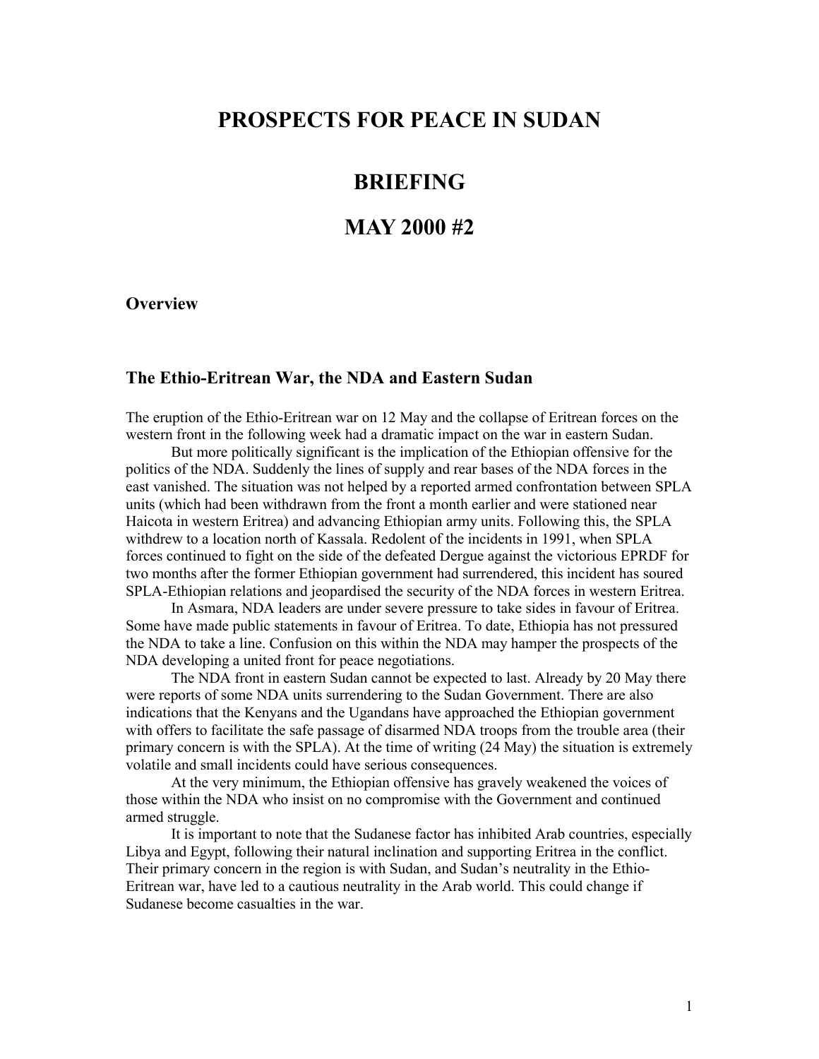# PROSPECTS FOR PEACE IN SUDAN

# BRIEFING

# MAY 2000 #2

## Overview

### The Ethio-Eritrean War, the NDA and Eastern Sudan

The eruption of the Ethio-Eritrean war on 12 May and the collapse of Eritrean forces on the western front in the following week had a dramatic impact on the war in eastern Sudan.

But more politically significant is the implication of the Ethiopian offensive for the politics of the NDA. Suddenly the lines of supply and rear bases of the NDA forces in the east vanished. The situation was not helped by a reported armed confrontation between SPLA units (which had been withdrawn from the front a month earlier and were stationed near Haicota in western Eritrea) and advancing Ethiopian army units. Following this, the SPLA withdrew to a location north of Kassala. Redolent of the incidents in 1991, when SPLA forces continued to fight on the side of the defeated Dergue against the victorious EPRDF for two months after the former Ethiopian government had surrendered, this incident has soured SPLA-Ethiopian relations and jeopardised the security of the NDA forces in western Eritrea.

In Asmara, NDA leaders are under severe pressure to take sides in favour of Eritrea. Some have made public statements in favour of Eritrea. To date, Ethiopia has not pressured the NDA to take a line. Confusion on this within the NDA may hamper the prospects of the NDA developing a united front for peace negotiations.

The NDA front in eastern Sudan cannot be expected to last. Already by 20 May there were reports of some NDA units surrendering to the Sudan Government. There are also indications that the Kenyans and the Ugandans have approached the Ethiopian government with offers to facilitate the safe passage of disarmed NDA troops from the trouble area (their primary concern is with the SPLA). At the time of writing (24 May) the situation is extremely volatile and small incidents could have serious consequences.

At the very minimum, the Ethiopian offensive has gravely weakened the voices of those within the NDA who insist on no compromise with the Government and continued armed struggle.

It is important to note that the Sudanese factor has inhibited Arab countries, especially Libya and Egypt, following their natural inclination and supporting Eritrea in the conflict. Their primary concern in the region is with Sudan, and Sudan's neutrality in the Ethio-Eritrean war, have led to a cautious neutrality in the Arab world. This could change if Sudanese become casualties in the war.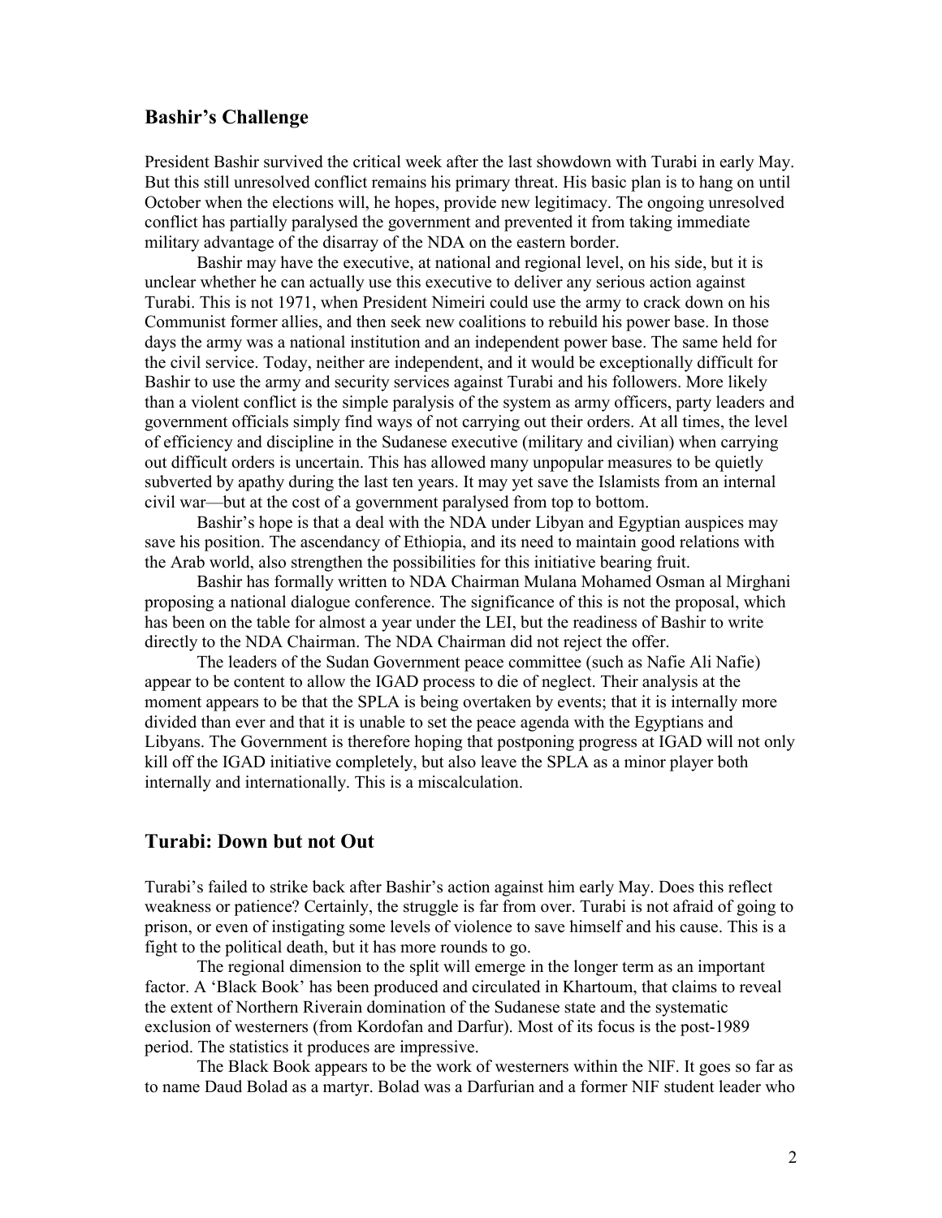## Bashir's Challenge

President Bashir survived the critical week after the last showdown with Turabi in early May. But this still unresolved conflict remains his primary threat. His basic plan is to hang on until October when the elections will, he hopes, provide new legitimacy. The ongoing unresolved conflict has partially paralysed the government and prevented it from taking immediate military advantage of the disarray of the NDA on the eastern border.

Bashir may have the executive, at national and regional level, on his side, but it is unclear whether he can actually use this executive to deliver any serious action against Turabi. This is not 1971, when President Nimeiri could use the army to crack down on his Communist former allies, and then seek new coalitions to rebuild his power base. In those days the army was a national institution and an independent power base. The same held for the civil service. Today, neither are independent, and it would be exceptionally difficult for Bashir to use the army and security services against Turabi and his followers. More likely than a violent conflict is the simple paralysis of the system as army officers, party leaders and government officials simply find ways of not carrying out their orders. At all times, the level of efficiency and discipline in the Sudanese executive (military and civilian) when carrying out difficult orders is uncertain. This has allowed many unpopular measures to be quietly subverted by apathy during the last ten years. It may yet save the Islamists from an internal civil war—but at the cost of a government paralysed from top to bottom.

Bashir's hope is that a deal with the NDA under Libyan and Egyptian auspices may save his position. The ascendancy of Ethiopia, and its need to maintain good relations with the Arab world, also strengthen the possibilities for this initiative bearing fruit.

Bashir has formally written to NDA Chairman Mulana Mohamed Osman al Mirghani proposing a national dialogue conference. The significance of this is not the proposal, which has been on the table for almost a year under the LEI, but the readiness of Bashir to write directly to the NDA Chairman. The NDA Chairman did not reject the offer.

The leaders of the Sudan Government peace committee (such as Nafie Ali Nafie) appear to be content to allow the IGAD process to die of neglect. Their analysis at the moment appears to be that the SPLA is being overtaken by events; that it is internally more divided than ever and that it is unable to set the peace agenda with the Egyptians and Libyans. The Government is therefore hoping that postponing progress at IGAD will not only kill off the IGAD initiative completely, but also leave the SPLA as a minor player both internally and internationally. This is a miscalculation.

## Turabi: Down but not Out

Turabi's failed to strike back after Bashir's action against him early May. Does this reflect weakness or patience? Certainly, the struggle is far from over. Turabi is not afraid of going to prison, or even of instigating some levels of violence to save himself and his cause. This is a fight to the political death, but it has more rounds to go.

The regional dimension to the split will emerge in the longer term as an important factor. A 'Black Book' has been produced and circulated in Khartoum, that claims to reveal the extent of Northern Riverain domination of the Sudanese state and the systematic exclusion of westerners (from Kordofan and Darfur). Most of its focus is the post-1989 period. The statistics it produces are impressive.

The Black Book appears to be the work of westerners within the NIF. It goes so far as to name Daud Bolad as a martyr. Bolad was a Darfurian and a former NIF student leader who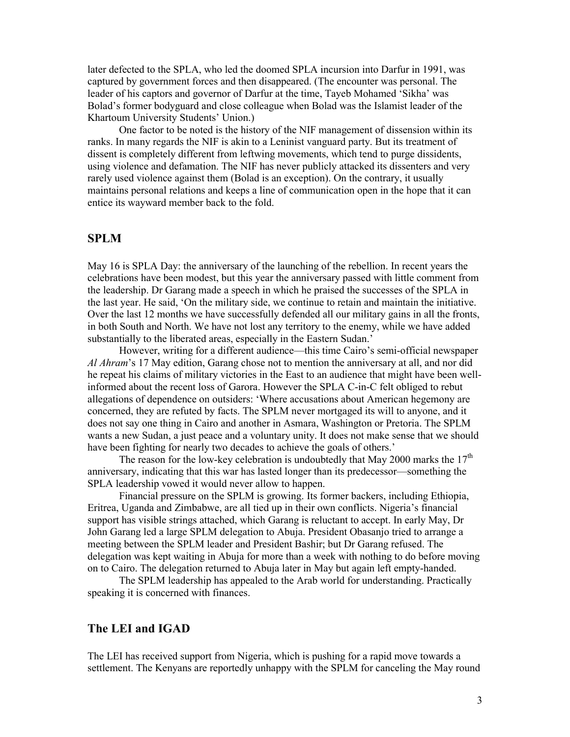later defected to the SPLA, who led the doomed SPLA incursion into Darfur in 1991, was captured by government forces and then disappeared. (The encounter was personal. The leader of his captors and governor of Darfur at the time, Tayeb Mohamed 'Sikha' was Bolad's former bodyguard and close colleague when Bolad was the Islamist leader of the Khartoum University Students' Union.)

One factor to be noted is the history of the NIF management of dissension within its ranks. In many regards the NIF is akin to a Leninist vanguard party. But its treatment of dissent is completely different from leftwing movements, which tend to purge dissidents, using violence and defamation. The NIF has never publicly attacked its dissenters and very rarely used violence against them (Bolad is an exception). On the contrary, it usually maintains personal relations and keeps a line of communication open in the hope that it can entice its wayward member back to the fold.

## SPLM

May 16 is SPLA Day: the anniversary of the launching of the rebellion. In recent years the celebrations have been modest, but this year the anniversary passed with little comment from the leadership. Dr Garang made a speech in which he praised the successes of the SPLA in the last year. He said, 'On the military side, we continue to retain and maintain the initiative. Over the last 12 months we have successfully defended all our military gains in all the fronts, in both South and North. We have not lost any territory to the enemy, while we have added substantially to the liberated areas, especially in the Eastern Sudan.'

However, writing for a different audience—this time Cairo's semi-official newspaper *Al Ahram*'s 17 May edition, Garang chose not to mention the anniversary at all, and nor did he repeat his claims of military victories in the East to an audience that might have been well-informed about the recent loss of Garora. However the SPLA C-in-C felt obliged to rebut allegations of dependence on outsiders: 'Where accusations about American hegemony are concerned, they are refuted by facts. The SPLM never mortgaged its will to anyone, and it does not say one thing in Cairo and another in Asmara, Washington or Pretoria. The SPLM wants a new Sudan, a just peace and a voluntary unity. It does not make sense that we should have been fighting for nearly two decades to achieve the goals of others.'

The reason for the low-key celebration is undoubtedly that May 2000 marks the 17th anniversary, indicating that this war has lasted longer than its predecessor—something the SPLA leadership vowed it would never allow to happen.

Financial pressure on the SPLM is growing. Its former backers, including Ethiopia, Eritrea, Uganda and Zimbabwe, are all tied up in their own conflicts. Nigeria's financial support has visible strings attached, which Garang is reluctant to accept. In early May, Dr John Garang led a large SPLM delegation to Abuja. President Obasanjo tried to arrange a meeting between the SPLM leader and President Bashir; but Dr Garang refused. The delegation was kept waiting in Abuja for more than a week with nothing to do before moving on to Cairo. The delegation returned to Abuja later in May but again left empty-handed.

The SPLM leadership has appealed to the Arab world for understanding. Practically speaking it is concerned with finances.

## The LEI and IGAD

The LEI has received support from Nigeria, which is pushing for a rapid move towards a settlement. The Kenyans are reportedly unhappy with the SPLM for canceling the May round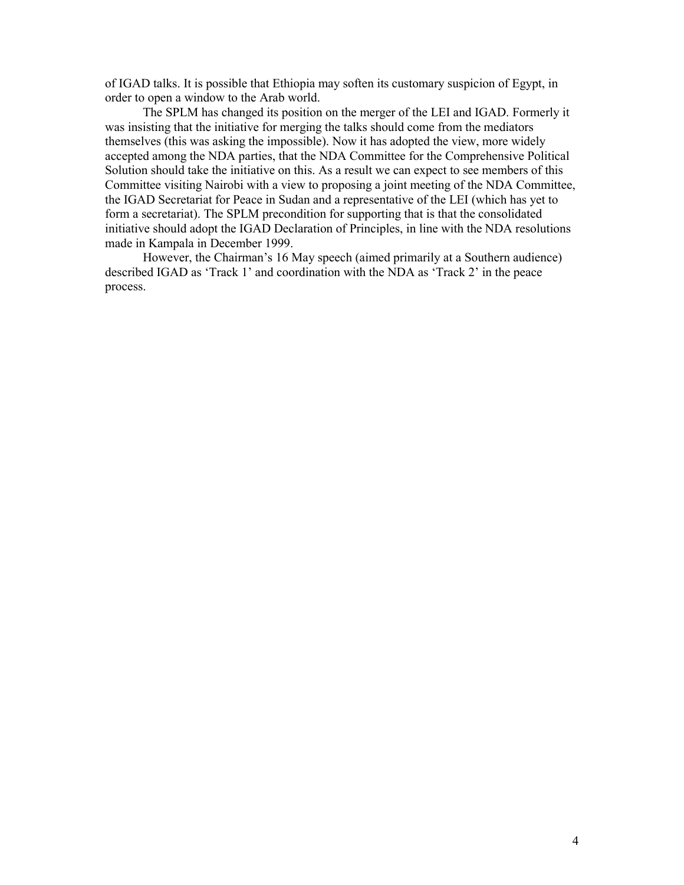of IGAD talks. It is possible that Ethiopia may soften its customary suspicion of Egypt, in order to open a window to the Arab world.

The SPLM has changed its position on the merger of the LEI and IGAD. Formerly it was insisting that the initiative for merging the talks should come from the mediators themselves (this was asking the impossible). Now it has adopted the view, more widely accepted among the NDA parties, that the NDA Committee for the Comprehensive Political Solution should take the initiative on this. As a result we can expect to see members of this Committee visiting Nairobi with a view to proposing a joint meeting of the NDA Committee, the IGAD Secretariat for Peace in Sudan and a representative of the LEI (which has yet to form a secretariat). The SPLM precondition for supporting that is that the consolidated initiative should adopt the IGAD Declaration of Principles, in line with the NDA resolutions made in Kampala in December 1999.

However, the Chairman's 16 May speech (aimed primarily at a Southern audience) described IGAD as 'Track 1' and coordination with the NDA as 'Track 2' in the peace process.